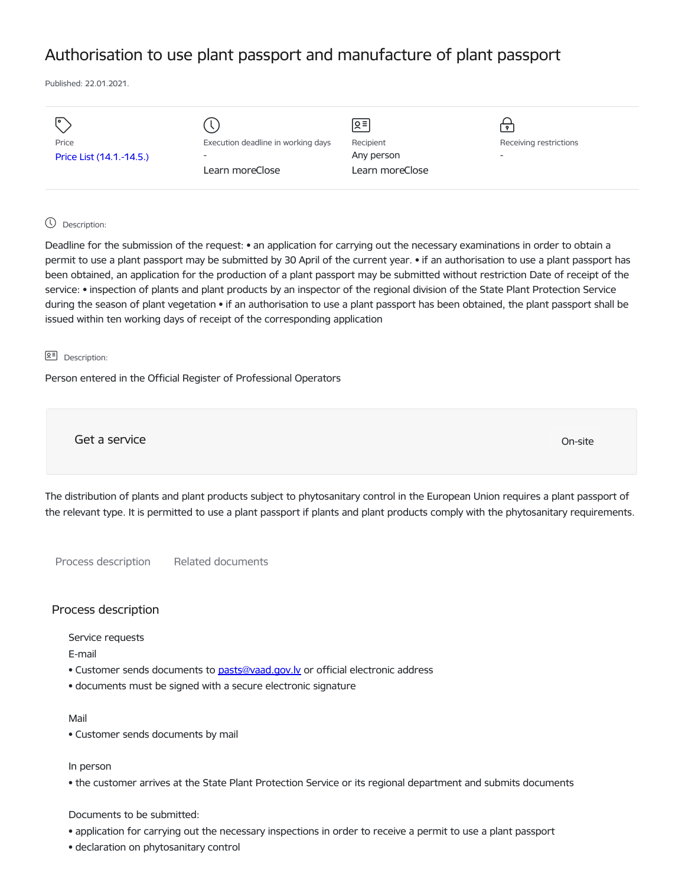# Authorisation to use plant passport and manufacture of plant passport

Published: 22.01.2021.

| Price | Execution deadline in working days | Recipient | Receiving restrictions |
| --- | --- | --- | --- |
| Price List (14.1.-14.5.) | - | Any person | - |
| | Learn moreClose | Learn moreClose | |

Description:

Deadline for the submission of the request: • an application for carrying out the necessary examinations in order to obtain a permit to use a plant passport may be submitted by 30 April of the current year. • if an authorisation to use a plant passport has been obtained, an application for the production of a plant passport may be submitted without restriction Date of receipt of the service: • inspection of plants and plant products by an inspector of the regional division of the State Plant Protection Service during the season of plant vegetation • if an authorisation to use a plant passport has been obtained, the plant passport shall be issued within ten working days of receipt of the corresponding application

Description:

Person entered in the Official Register of Professional Operators

Get a service

On-site

The distribution of plants and plant products subject to phytosanitary control in the European Union requires a plant passport of the relevant type. It is permitted to use a plant passport if plants and plant products comply with the phytosanitary requirements.

Process description    Related documents

## Process description

Service requests

E-mail

- Customer sends documents to pasts@vaad.gov.lv or official electronic address
- documents must be signed with a secure electronic signature

Mail

- Customer sends documents by mail

In person

- the customer arrives at the State Plant Protection Service or its regional department and submits documents

Documents to be submitted:

- application for carrying out the necessary inspections in order to receive a permit to use a plant passport
- declaration on phytosanitary control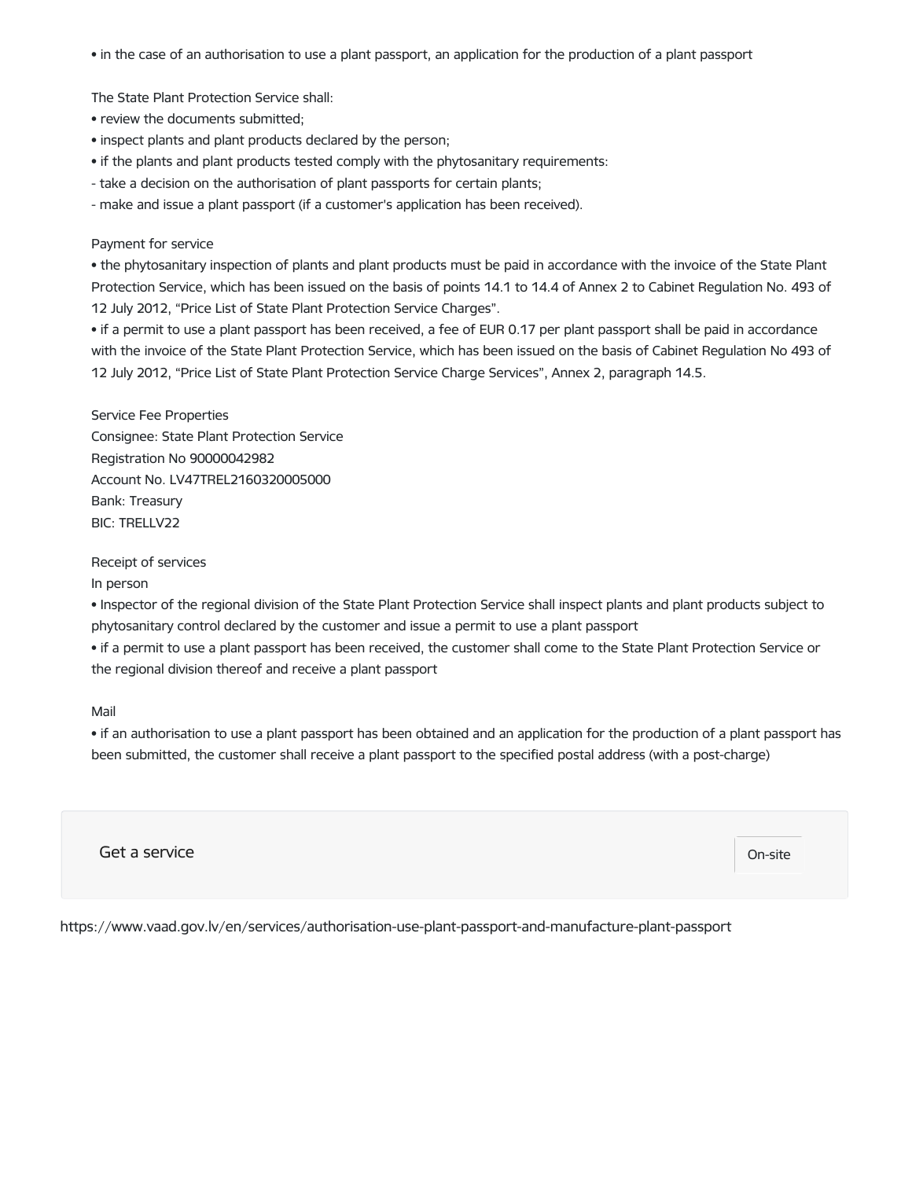• in the case of an authorisation to use a plant passport, an application for the production of a plant passport

The State Plant Protection Service shall:
• review the documents submitted;
• inspect plants and plant products declared by the person;
• if the plants and plant products tested comply with the phytosanitary requirements:
- take a decision on the authorisation of plant passports for certain plants;
- make and issue a plant passport (if a customer's application has been received).

Payment for service
• the phytosanitary inspection of plants and plant products must be paid in accordance with the invoice of the State Plant Protection Service, which has been issued on the basis of points 14.1 to 14.4 of Annex 2 to Cabinet Regulation No. 493 of 12 July 2012, "Price List of State Plant Protection Service Charges".
• if a permit to use a plant passport has been received, a fee of EUR 0.17 per plant passport shall be paid in accordance with the invoice of the State Plant Protection Service, which has been issued on the basis of Cabinet Regulation No 493 of 12 July 2012, "Price List of State Plant Protection Service Charge Services", Annex 2, paragraph 14.5.

Service Fee Properties
Consignee: State Plant Protection Service
Registration No 90000042982
Account No. LV47TREL2160320005000
Bank: Treasury
BIC: TRELLV22

Receipt of services
In person
• Inspector of the regional division of the State Plant Protection Service shall inspect plants and plant products subject to phytosanitary control declared by the customer and issue a permit to use a plant passport
• if a permit to use a plant passport has been received, the customer shall come to the State Plant Protection Service or the regional division thereof and receive a plant passport

Mail
• if an authorisation to use a plant passport has been obtained and an application for the production of a plant passport has been submitted, the customer shall receive a plant passport to the specified postal address (with a post-charge)

Get a service

On-site

https://www.vaad.gov.lv/en/services/authorisation-use-plant-passport-and-manufacture-plant-passport